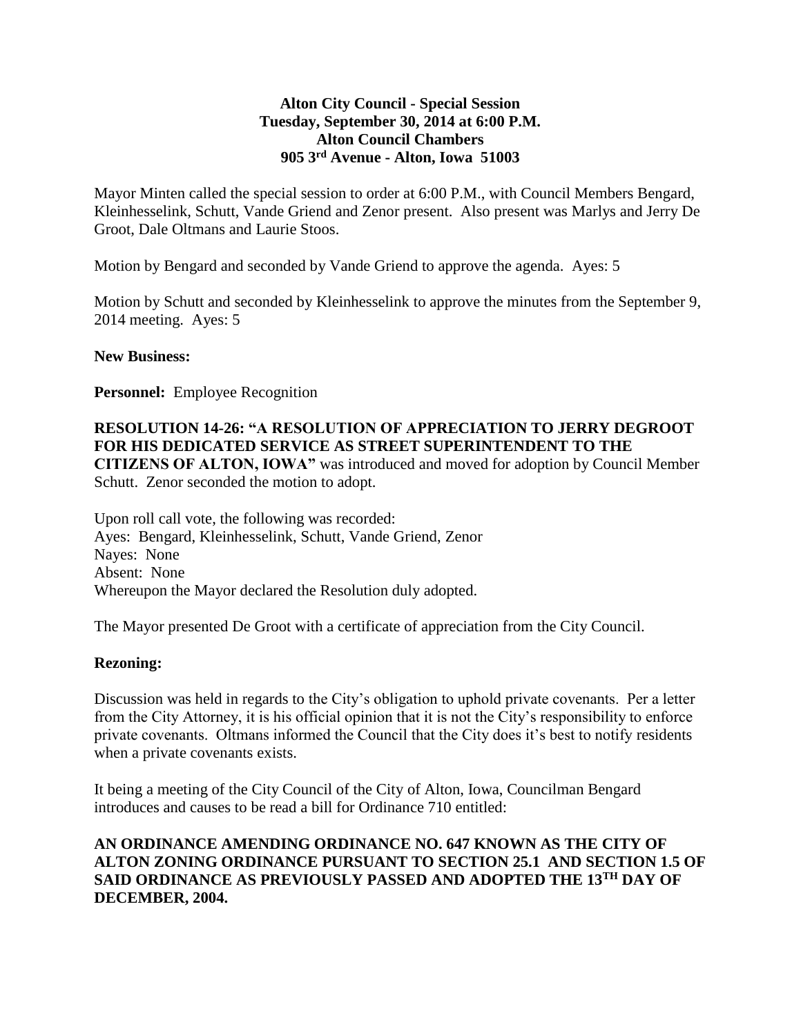**Alton City Council - Special Session**
**Tuesday, September 30, 2014 at 6:00 P.M.**
**Alton Council Chambers**
**905 3rd Avenue - Alton, Iowa 51003**

Mayor Minten called the special session to order at 6:00 P.M., with Council Members Bengard, Kleinhesselink, Schutt, Vande Griend and Zenor present. Also present was Marlys and Jerry De Groot, Dale Oltmans and Laurie Stoos.

Motion by Bengard and seconded by Vande Griend to approve the agenda. Ayes: 5

Motion by Schutt and seconded by Kleinhesselink to approve the minutes from the September 9, 2014 meeting. Ayes: 5

**New Business:**

**Personnel:** Employee Recognition

**RESOLUTION 14-26: "A RESOLUTION OF APPRECIATION TO JERRY DEGROOT FOR HIS DEDICATED SERVICE AS STREET SUPERINTENDENT TO THE CITIZENS OF ALTON, IOWA"** was introduced and moved for adoption by Council Member Schutt. Zenor seconded the motion to adopt.

Upon roll call vote, the following was recorded:
Ayes: Bengard, Kleinhesselink, Schutt, Vande Griend, Zenor
Nayes: None
Absent: None
Whereupon the Mayor declared the Resolution duly adopted.

The Mayor presented De Groot with a certificate of appreciation from the City Council.

**Rezoning:**

Discussion was held in regards to the City's obligation to uphold private covenants. Per a letter from the City Attorney, it is his official opinion that it is not the City's responsibility to enforce private covenants. Oltmans informed the Council that the City does it's best to notify residents when a private covenants exists.

It being a meeting of the City Council of the City of Alton, Iowa, Councilman Bengard introduces and causes to be read a bill for Ordinance 710 entitled:

**AN ORDINANCE AMENDING ORDINANCE NO. 647 KNOWN AS THE CITY OF ALTON ZONING ORDINANCE PURSUANT TO SECTION 25.1 AND SECTION 1.5 OF SAID ORDINANCE AS PREVIOUSLY PASSED AND ADOPTED THE 13TH DAY OF DECEMBER, 2004.**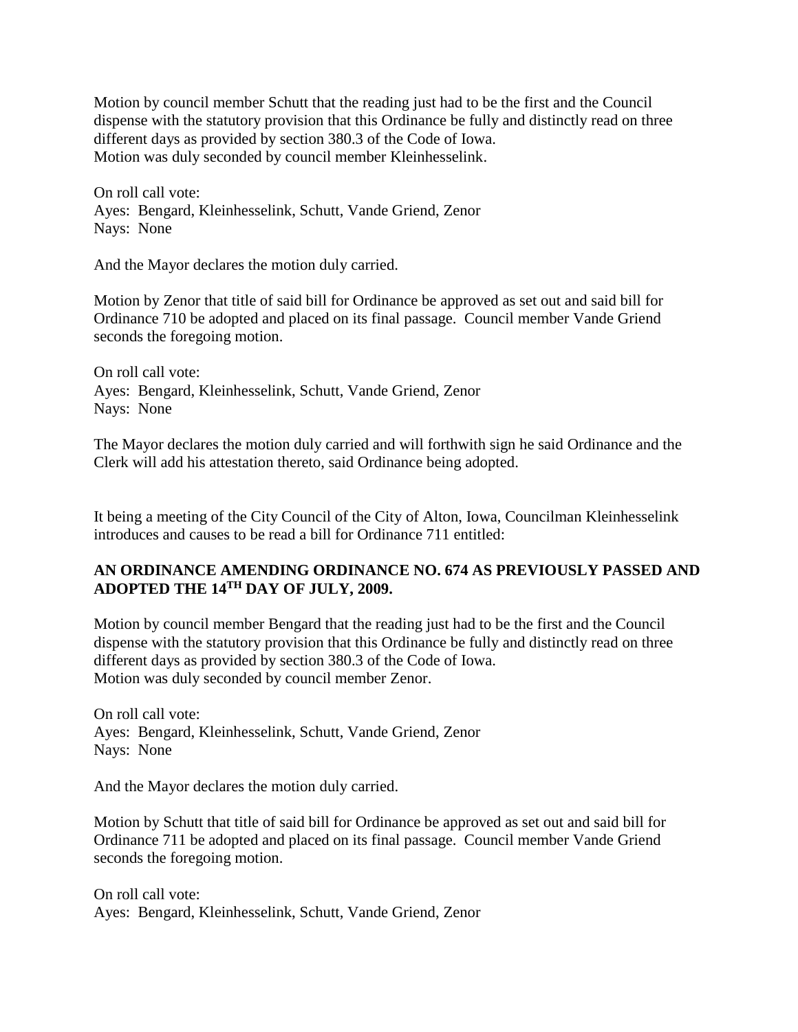Motion by council member Schutt that the reading just had to be the first and the Council dispense with the statutory provision that this Ordinance be fully and distinctly read on three different days as provided by section 380.3 of the Code of Iowa.
Motion was duly seconded by council member Kleinhesselink.

On roll call vote:
Ayes: Bengard, Kleinhesselink, Schutt, Vande Griend, Zenor
Nays: None

And the Mayor declares the motion duly carried.

Motion by Zenor that title of said bill for Ordinance be approved as set out and said bill for Ordinance 710 be adopted and placed on its final passage. Council member Vande Griend seconds the foregoing motion.

On roll call vote:
Ayes: Bengard, Kleinhesselink, Schutt, Vande Griend, Zenor
Nays: None

The Mayor declares the motion duly carried and will forthwith sign he said Ordinance and the Clerk will add his attestation thereto, said Ordinance being adopted.

It being a meeting of the City Council of the City of Alton, Iowa, Councilman Kleinhesselink introduces and causes to be read a bill for Ordinance 711 entitled:

**AN ORDINANCE AMENDING ORDINANCE NO. 674 AS PREVIOUSLY PASSED AND ADOPTED THE 14TH DAY OF JULY, 2009.**

Motion by council member Bengard that the reading just had to be the first and the Council dispense with the statutory provision that this Ordinance be fully and distinctly read on three different days as provided by section 380.3 of the Code of Iowa.
Motion was duly seconded by council member Zenor.

On roll call vote:
Ayes: Bengard, Kleinhesselink, Schutt, Vande Griend, Zenor
Nays: None

And the Mayor declares the motion duly carried.

Motion by Schutt that title of said bill for Ordinance be approved as set out and said bill for Ordinance 711 be adopted and placed on its final passage. Council member Vande Griend seconds the foregoing motion.

On roll call vote:
Ayes: Bengard, Kleinhesselink, Schutt, Vande Griend, Zenor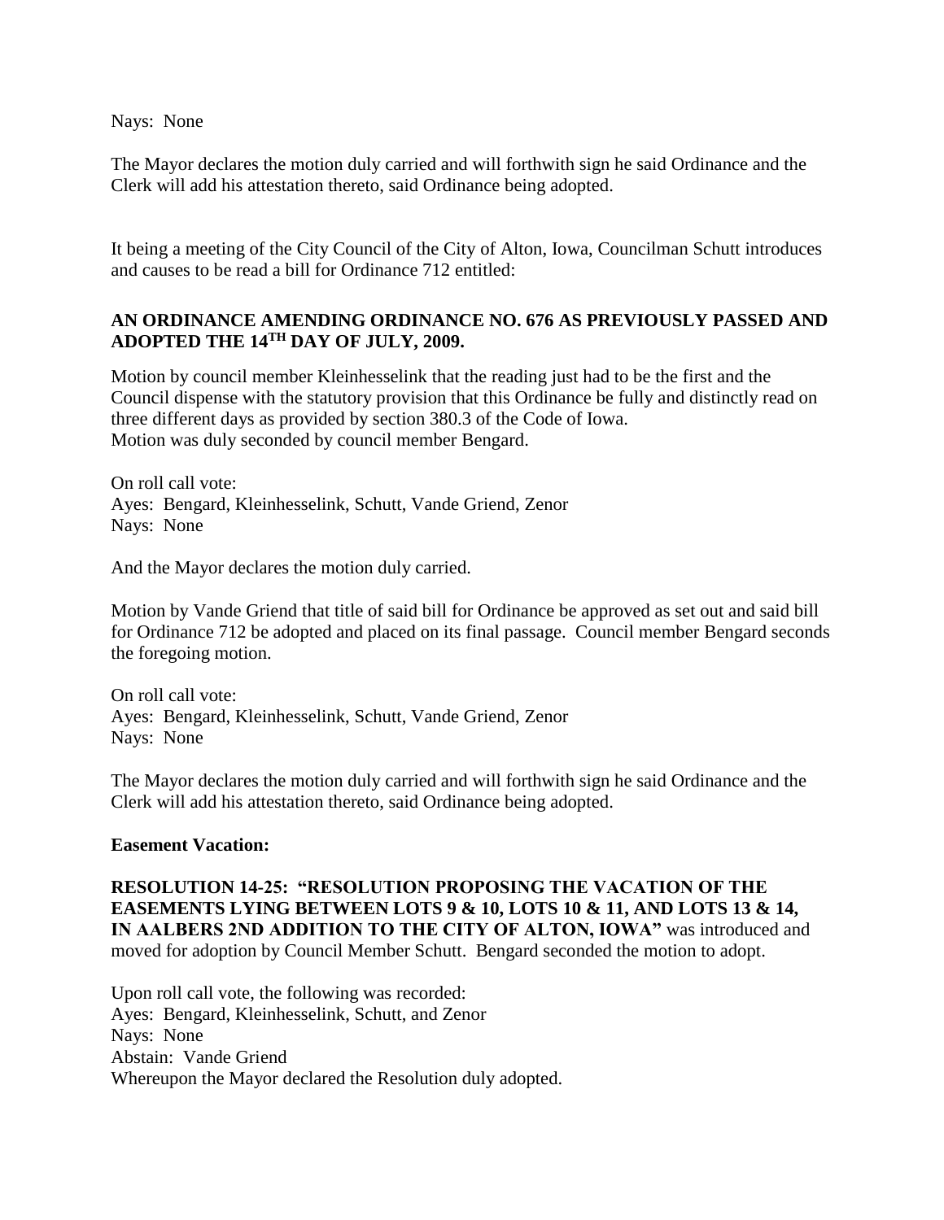Nays: None

The Mayor declares the motion duly carried and will forthwith sign he said Ordinance and the Clerk will add his attestation thereto, said Ordinance being adopted.

It being a meeting of the City Council of the City of Alton, Iowa, Councilman Schutt introduces and causes to be read a bill for Ordinance 712 entitled:

**AN ORDINANCE AMENDING ORDINANCE NO. 676 AS PREVIOUSLY PASSED AND ADOPTED THE 14TH DAY OF JULY, 2009.**

Motion by council member Kleinhesselink that the reading just had to be the first and the Council dispense with the statutory provision that this Ordinance be fully and distinctly read on three different days as provided by section 380.3 of the Code of Iowa.
Motion was duly seconded by council member Bengard.

On roll call vote:
Ayes: Bengard, Kleinhesselink, Schutt, Vande Griend, Zenor
Nays: None

And the Mayor declares the motion duly carried.

Motion by Vande Griend that title of said bill for Ordinance be approved as set out and said bill for Ordinance 712 be adopted and placed on its final passage. Council member Bengard seconds the foregoing motion.

On roll call vote:
Ayes: Bengard, Kleinhesselink, Schutt, Vande Griend, Zenor
Nays: None

The Mayor declares the motion duly carried and will forthwith sign he said Ordinance and the Clerk will add his attestation thereto, said Ordinance being adopted.

**Easement Vacation:**

**RESOLUTION 14-25: "RESOLUTION PROPOSING THE VACATION OF THE EASEMENTS LYING BETWEEN LOTS 9 & 10, LOTS 10 & 11, AND LOTS 13 & 14, IN AALBERS 2ND ADDITION TO THE CITY OF ALTON, IOWA"** was introduced and moved for adoption by Council Member Schutt. Bengard seconded the motion to adopt.

Upon roll call vote, the following was recorded:
Ayes: Bengard, Kleinhesselink, Schutt, and Zenor
Nays: None
Abstain: Vande Griend
Whereupon the Mayor declared the Resolution duly adopted.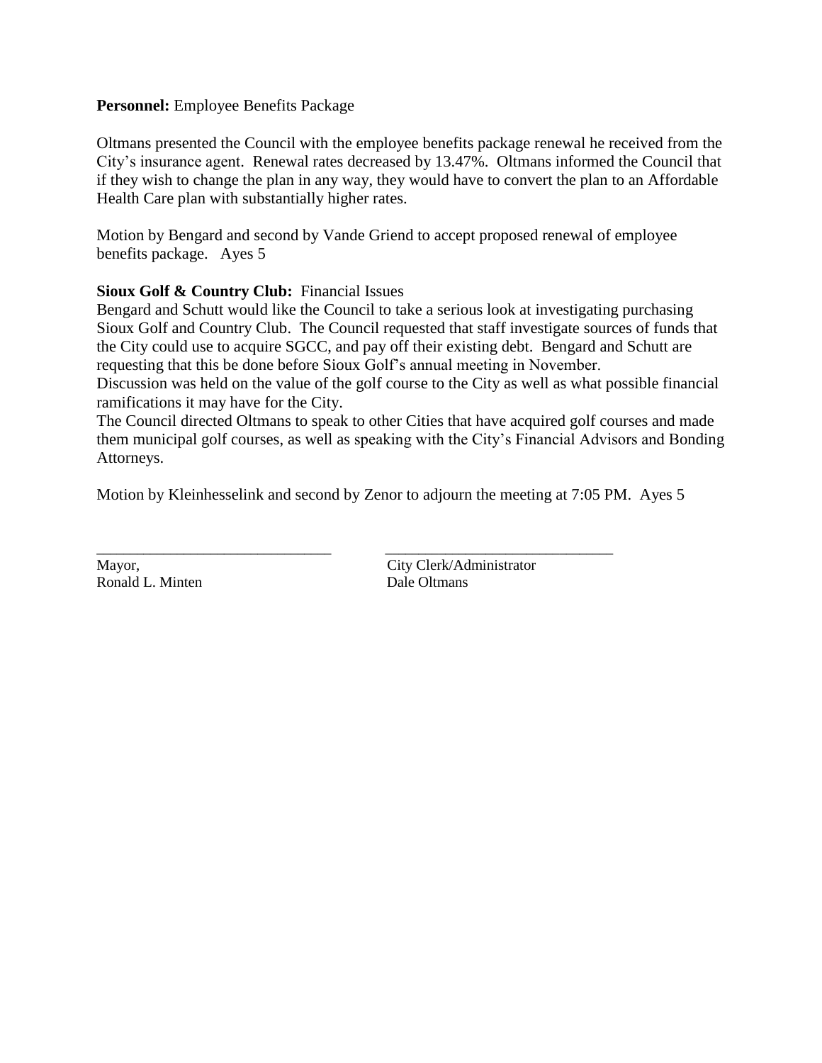**Personnel:** Employee Benefits Package

Oltmans presented the Council with the employee benefits package renewal he received from the City's insurance agent. Renewal rates decreased by 13.47%. Oltmans informed the Council that if they wish to change the plan in any way, they would have to convert the plan to an Affordable Health Care plan with substantially higher rates.

Motion by Bengard and second by Vande Griend to accept proposed renewal of employee benefits package. Ayes 5

**Sioux Golf & Country Club:** Financial Issues

Bengard and Schutt would like the Council to take a serious look at investigating purchasing Sioux Golf and Country Club. The Council requested that staff investigate sources of funds that the City could use to acquire SGCC, and pay off their existing debt. Bengard and Schutt are requesting that this be done before Sioux Golf's annual meeting in November.

Discussion was held on the value of the golf course to the City as well as what possible financial ramifications it may have for the City.

The Council directed Oltmans to speak to other Cities that have acquired golf courses and made them municipal golf courses, as well as speaking with the City's Financial Advisors and Bonding Attorneys.

Motion by Kleinhesselink and second by Zenor to adjourn the meeting at 7:05 PM. Ayes 5

| | |
|---|---|
| _______________________________ | _______________________________ |
| Mayor, | City Clerk/Administrator |
| Ronald L. Minten | Dale Oltmans |